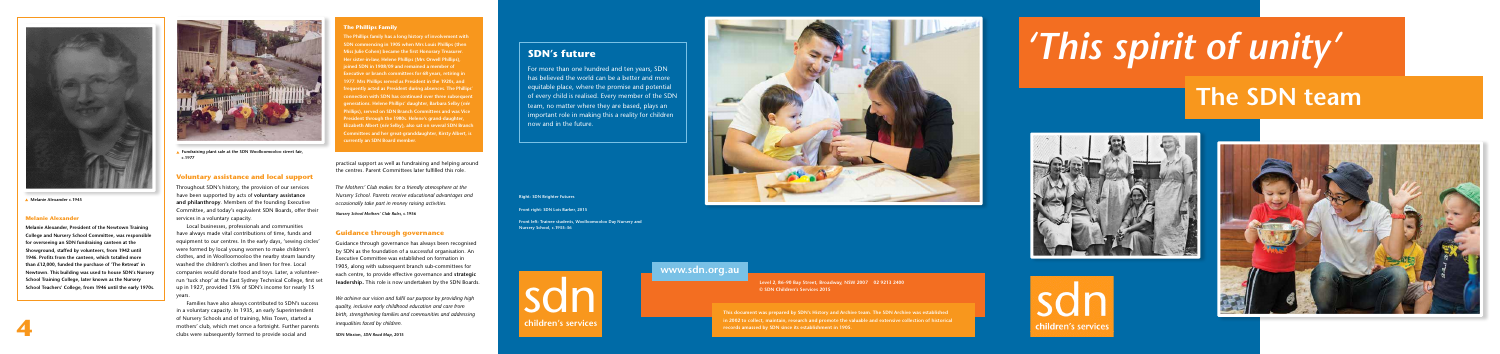▲ Melanie Alexander c.1943

### Melanie Alexander

**Melanie Alexander, President of the Newtown Training College and Nursery School Committee, was responsible for overseeing an SDN fundraising canteen at the Showground, staffed by volunteers, from 1942 until 1946. Profits from the canteen, which totalled more than £12,000, funded the purchase of 'The Retreat' in Newtown. This building was used to house SDN's Nursery School Training College, later known as the Nursery School Teachers' College, from 1946 until the early 1970s.**

▲ Fundraising plant sale at the SDN Woolloomooloo street fair, c.1977

### Voluntary assistance and local support

Throughout SDN's history, the provision of our services have been supported by acts of **voluntary assistance and philanthropy**. Members of the founding Executive Committee, and today's equivalent SDN Boards, offer their services in a voluntary capacity.

Local businesses, professionals and communities have always made vital contributions of time, funds and equipment to our centres. In the early days, 'sewing circles' were formed by local young women to make children's clothes, and in Woolloomooloo the nearby steam laundry washed the children's clothes and linen for free. Local companies would donate food and toys. Later, a volunteer-run 'tuck shop' at the East Sydney Technical College, first set up in 1927, provided 15% of SDN's income for nearly 15 years.

Families have also always contributed to SDN's success in a voluntary capacity. In 1935, an early Superintendent of Nursery Schools and of training, Miss Town, started a mothers' club, which met once a fortnight. Further parents clubs were subsequently formed to provide social and practical support as well as fundraising and helping around the centres. Parent Committees later fulfilled this role.

*The Mothers' Club makes for a friendly atmosphere at the Nursery School. Parents receive educational advantages and occasionally take part in money raising activities.*

**Nursery School Mothers' Club Rules, c.1936**

### Guidance through governance

Guidance through governance has always been recognised by SDN as the foundation of a successful organisation. An Executive Committee was established on formation in 1905, along with subsequent branch sub-committees for each centre, to provide effective governance and **strategic leadership**. This role is now undertaken by the SDN Boards.

*We achieve our vision and fulfil our purpose by providing high quality, inclusive early childhood education and care from birth, strengthening families and communities and addressing inequalities faced by children.*

**SDN Mission, SDN Road Map, 2015**

### The Phillips Family

**The Phillips family has a long history of involvement with SDN commencing in 1905 when Miss Louie Phillips (then Miss Julie Cohen) became the first Honorary Treasurer. Her sister-in-law, Helene Phillips (Mrs Oswald Phillips), joined SDN in 1908/09 and remained a member of Executive or branch committees for 60 years, retiring in 1977. Mrs Phillips served as President in the 1920s, and frequently acted as President during absences. The Phillips' connection with SDN has continued over three subsequent generations. Helene Phillips' daughter, Barbara Selby (née Phillips), served on SDN Branch Committees and was Vice President through the 1980s. Helene's grand-daughter, Elizabeth Albert (née Selby), also sat on several SDN Branch Committees and her great-granddaughter, Kirsty Albert, is currently an SDN Board member.**

## SDN's future

For more than one hundred and ten years, SDN has believed the world can be a better and more equitable place, where the promise and potential of every child is realised. Every member of the SDN team, no matter where they are based, plays an important role in making this a reality for children now and in the future.

Right: SDN Brighter Futures

Front right: SDN Lois Barker, 2015

Front left: Trainee students, Woolloomooloo Day Nursery and Nursery School, c.1935–36

www.sdn.org.au

sdn children's services

Level 2, 84–90 Bay Street, Broadway NSW 2007   02 9212 2400
© SDN Children's Services 2015

This document was prepared by SDN's History and Archive team. The SDN Archive was established in 2012 to collect, maintain, research and promote the valuable and extensive collection of historical records amassed by SDN since its establishment in 1905.

# *'This spirit of unity'*

## The SDN team

sdn children's services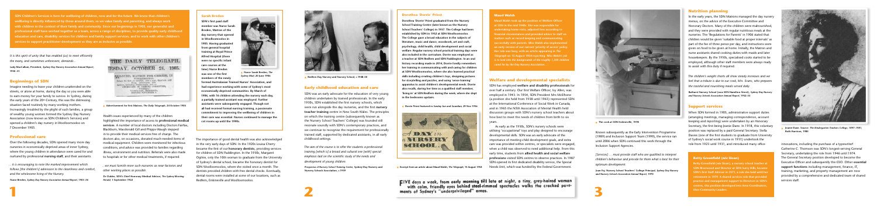SDN Children's Services is here for wellbeing of children, now and for the future. We know that children's wellbeing is directly influenced by those around them, so we value family and parenting, and always work with children in the context of their family and community. Since our beginnings in 1905, our generalist and professional staff have worked together as a team, across a range of disciplines, to provide quality early childhood education and care, disability services for children and family support services, and to work with other children's services to support practitioner development so they are as inclusive as possible.

*It is this spirit of unity that has enabled [us] to meet efficiently the many, and sometimes unforeseen, demands...*

Lady MacCallum, President, Sydney Day Nursery Association Annual Report, 1930–31

## Beginnings of SDN

Imagine needing to leave your children unattended on the streets, or alone at home, during the day so you were able to earn money for your family to survive. In Sydney, during the early years of the 20th Century, this was the distressing situation faced routinely by many working mothers. Increasingly troubled by the plight of such families, a group of wealthy young women formed the Sydney Day Nursery Association (now known as SDN Children's Services) and opened a children's day nursery in Woolloomooloo on 7 December 1905.

THE DAILY TELEGRAPH,
TUESDAY, OCTOBER 24, 1905.

WANTED, MATRON FOR CRECHE, in Woolloomooloo...

Advertisement for first Matron, *The Daily Telegraph*, 24 October 1905

## Professional care

Over the following decades, SDN opened many more day nurseries in economically deprived areas of inner Sydney, where the young children in attendance were cared for and nurtured by professional **nursing staff**, and their assistants.

*... it is encouraging to note the marked improvement which follows [the children's] admission to the cleanliness and comfort, and the wholesome living of the Nursery.*

Nurse Breden, Sydney Day Nursery Association Annual Report, 1905–06

Health issues experienced by many of the children highlighted the importance of access to **professional medical services**. A number of local doctors including Doctors Fairfax, Blackburn, Macdonald Gill and Phipps-Waugh stepped in to provide their medical services free of charge. The doctors also, on occasions, donated much-needed items of medical equipment. Children were monitored for infectious conditions, and advice was provided to families regarding illness, environment and nutrition. Referrals were also made to hospitals or for other medical treatments, if required.

*...we must furnish more such nurseries as near factories and other working places as possible.*

Dr Clubbe, SDN's Chief Honorary Medical Advisor, *The Sydney Morning Herald*, 1 September 1922

### Sarah Breden

SDN's first paid staff member was Nurse Sarah Breden, Matron of the day nursery that opened in Woolloomooloo in 1905. Having graduated from general hospital training at Royal Prince Alfred Hospital (there were no specific infant care courses at the time) Nurse Breden was one of the first members of the newly formed Australasian Trained Nurses' Association, and had experience working with some of Sydney's most economically deprived communities. By March of 1906, with 16 children attending the nursery each day, a partially trained assistant was employed. Further assistants were subsequently engaged. Though not all had received formal nursing training, a passionate commitment to improving the wellbeing of children in their care was essential. Nurses continued to manage the cot rooms up until the 1990s.

Nurse Sarah Breden, *The Sydney Mail*, 20 June 1906

The importance of good dental health was also acknowledged in the very early days of SDN. In the 1920s Louisa Cherry became the first of our **honorary dentists**, providing services for children of SDN Paddington. In the 1930s, Margaret Ogilvie, only the 10th woman to graduate from the University of Sydney's dental school, became the honorary dentist for SDN Woolloomooloo, where she visited once a month. The dentists provided children with free dental checks. Eventually, dental rooms were installed at some of our locations, such as Redfern, Erskineville and Woolloomooloo.

Redfern Day Nursery and Nursery School, c 1948–50

## Early childhood education and care

SDN was an early advocate for the education of very young children undertaken by trained professionals. In the early 1930s, SDN established the first nursery schools, which were run alongside the day nurseries, and the first **nursery teacher training** centre in New South Wales. The principles on which the training centre (subsequently known as the Nursery School Teachers' College) was founded still resonate soundly with SDN's contemporary practices, and we continue to recognise the requirement for professionally trained staff, supported by dedicated assistants, in all early childhood settings.

*The aim of the course is to offer the students a professional training [which is] a broad and cultural one [with] special emphasis laid on the scientific study of the needs and development of young children.*

Prospectus of Nursery School Training Centre, Sydney Day Nursery and Nursery Schools Association, c.1939

### Dorothea 'Dorrie' Priest

Dorothea 'Dorrie' Priest graduated from the Nursery School Training Centre (later known as the Nursery School Teachers' College) in 1937. The College had been established by SDN in 1932 at SDN Woolloomooloo. The College gave a broad education in the subjects of literature, music and dance, woodwork, art and craft, psychology, child health, child development and social welfare. Regular nursery school practical training days were also included in the curriculum. Dorrie was employed as a teacher at SDN Redfern and SDN Paddington. In an oral history recording made in 2014, Dorrie fondly remembers her training in communicating with and caring for children at SDN Woolloomooloo, where she also learned practical skills including creating children's toys, designing pictures for storytelling and puzzles, and using 'sense training' apparatus to assist children's developmental needs. Dorrie also recalls, during her time as a qualified staff member, 'living in' at SDN Redfern during the week, where she slept in the bedrooms upstairs.

Dorrie Priest featured in *Sunday Sun and Guardian*, 29 Nov 1936

A DAY in a NURSERY SCHOOL

Excerpt from an article about Maud Walsh, *The Telegraph*, 15 August 1954

FIVE days a week, from early morning till late at night, a tiny, grey-haired woman with calm, friendly eyes behind steel-rimmed spectacles walks the cracked pavements of Sydney's "underprivileged" areas.

### Maud Walsh

Maud Walsh took up the position of Welfare Officer at SDN in the mid 1940s. She was responsible for undertaking home visits, adjusted fees according to financial circumstances and provided advice to staff on matters such as record-keeping and communicating successfully with parents. Miss Walsh also implemented an early version of our current 'priority of access' policy. Her role was busy, with an article appearing in *The Telegraph* on 15 August 1954 reporting '*Miss Walsh's job is to hear into the backgrounds of the roughly 1,200 children cared for by the Day Nursery Association.*'

## Welfare and developmental specialists

SDN has employed **welfare and disability professionals** for over half a century. Our first Welfare Officer, Ivy Allen, was employed in 1943. In 1954, SDN President Mrs McElhone (a position she held from 1938 until 1963) represented SDN at the International Conference of Social Work in Canada, and in 1965 the NSW Association of Mental Health held discussion groups with SDN's nursery school teachers about how best to meet the needs of children from birth to six years.

As early as the 1930s, SDN's nursery schools were utilising 'occupational' toys and play designed to encourage developmental skills. SDN was an early advocate of the importance of meeting child development goals, and extra care was provided within centres, or specialists were engaged, when a child was observed to need additional help. From this early time, students from **allied health and social welfare professions** visited SDN centres to observe practice. In 1987 SDN opened its first dedicated disability service, the Special Needs Unit, which was funded by the Federal Government.

Known subsequently as the Early Intervention Programme (1989) and Inclusion Support Team (1999), the service ran until 2006 when SDN continued this work through the Inclusion Support Agencies.

*[Services] ... must provide staff who are qualified to interpret children's behaviour and provide for them what is best for their optimum development.*

Joan Fry, Nursery School Teachers' College Principal, Sydney Day Nursery and Nursery Schools Association Annual Report, 1970

The cook at SDN Erskineville, 1978

## Nutrition planning

In the early years, the SDN Matrons managed the day nursery menus, on the advice of the Executive Committee and Honorary Doctors. Many of the children were malnourished, and they were provided with regular nutritious meals at the nurseries. The 'Regulations for Parents' in 1906 stated that children would be given 'suitable food at proper intervals' as part of the fee of three pence per day, and instructions were given on food to be given at home. Initially, the Matron and nurse assistants shared cooking duties with maids and later housekeepers. By the 1930s, specialised cooks started to be employed, although other staff members were always ready to assist with this duty if required.

*The children's weight charts all show steady increases and we feel that a tribute is due to our cook, Mrs. Evans, who prepares the tasteful and nourishing meals served daily.*

Bathurst Nursery School (now SDN Hamilton Street), Sydney Day Nursery and Nursery Schools Association Annual Report, 1952–53

## Support services

When SDN formed in 1905, administrative support duties (arranging meetings, managing correspondence, account keeping and reporting) were undertaken by an Honorary Secretary, the first being Jeanie Dane. In 1918, this voluntary position was replaced by a paid General Secretary. Stella Davies (one of the first students to graduate from University of Sydney's social work course in 1931) undertook the role from 1933 until 1931, and introduced many office

Jeanie Dane. Source: *The Kindergarten Teachers College, 1897–1981*, Ruth Harrison, 1985

innovations, including the purchase of a typewriter! Catherine C. Thomson was SDN's longest-serving General Secretary, undertaking the role from 1946 until 1974. The General Secretary position developed to become the Executive Officer and subsequently the CEO. Other **essential support functions** including management, finance, IT, training, marketing, and property management are now provided by a comprehensive and dedicated team of shared services staff.

### Betty Greenfield (née Sloan)

Betty Greenfield (née Sloan), a nursery school teacher at SDN Riverwood and Director at SDN Surry Hills, became SDN's first Staff Adviser in 1971, a role she held until her retirement in 1979. A shared services role that provided practice and management support to Directors in SDN's centres, this position developed into Area Coordinators, then Community Leaders.